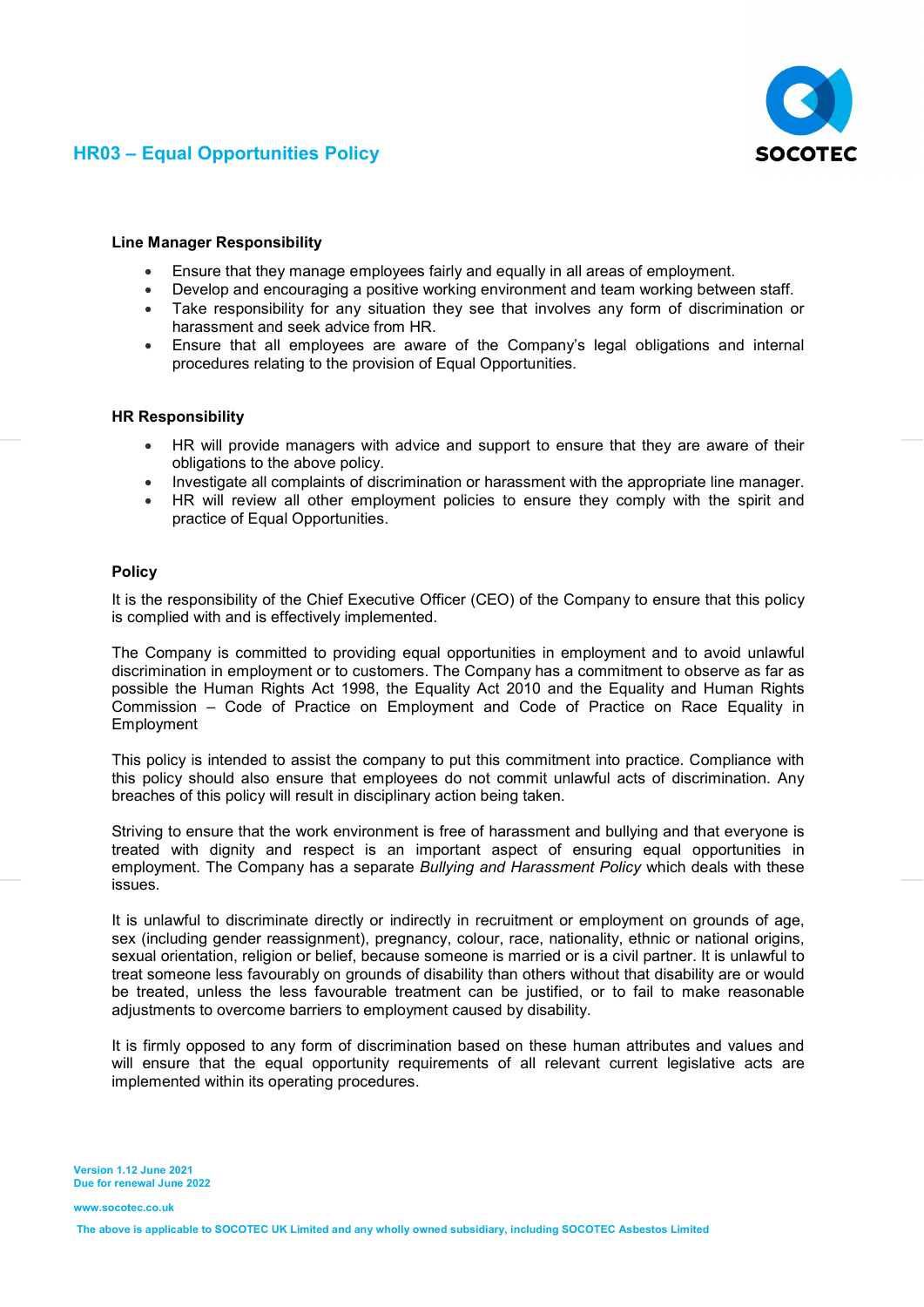# HR03 – Equal Opportunities Policy

### Line Manager Responsibility

- Ensure that they manage employees fairly and equally in all areas of employment.
- Develop and encouraging a positive working environment and team working between staff.
- Take responsibility for any situation they see that involves any form of discrimination or harassment and seek advice from HR.
- Ensure that all employees are aware of the Company's legal obligations and internal procedures relating to the provision of Equal Opportunities.

### HR Responsibility

- HR will provide managers with advice and support to ensure that they are aware of their obligations to the above policy.
- Investigate all complaints of discrimination or harassment with the appropriate line manager.
- HR will review all other employment policies to ensure they comply with the spirit and practice of Equal Opportunities.

### Policy

It is the responsibility of the Chief Executive Officer (CEO) of the Company to ensure that this policy is complied with and is effectively implemented.

The Company is committed to providing equal opportunities in employment and to avoid unlawful discrimination in employment or to customers. The Company has a commitment to observe as far as possible the Human Rights Act 1998, the Equality Act 2010 and the Equality and Human Rights Commission – Code of Practice on Employment and Code of Practice on Race Equality in Employment

This policy is intended to assist the company to put this commitment into practice. Compliance with this policy should also ensure that employees do not commit unlawful acts of discrimination. Any breaches of this policy will result in disciplinary action being taken.

Striving to ensure that the work environment is free of harassment and bullying and that everyone is treated with dignity and respect is an important aspect of ensuring equal opportunities in employment. The Company has a separate *Bullying and Harassment Policy* which deals with these issues.

It is unlawful to discriminate directly or indirectly in recruitment or employment on grounds of age, sex (including gender reassignment), pregnancy, colour, race, nationality, ethnic or national origins, sexual orientation, religion or belief, because someone is married or is a civil partner. It is unlawful to treat someone less favourably on grounds of disability than others without that disability are or would be treated, unless the less favourable treatment can be justified, or to fail to make reasonable adjustments to overcome barriers to employment caused by disability.

It is firmly opposed to any form of discrimination based on these human attributes and values and will ensure that the equal opportunity requirements of all relevant current legislative acts are implemented within its operating procedures.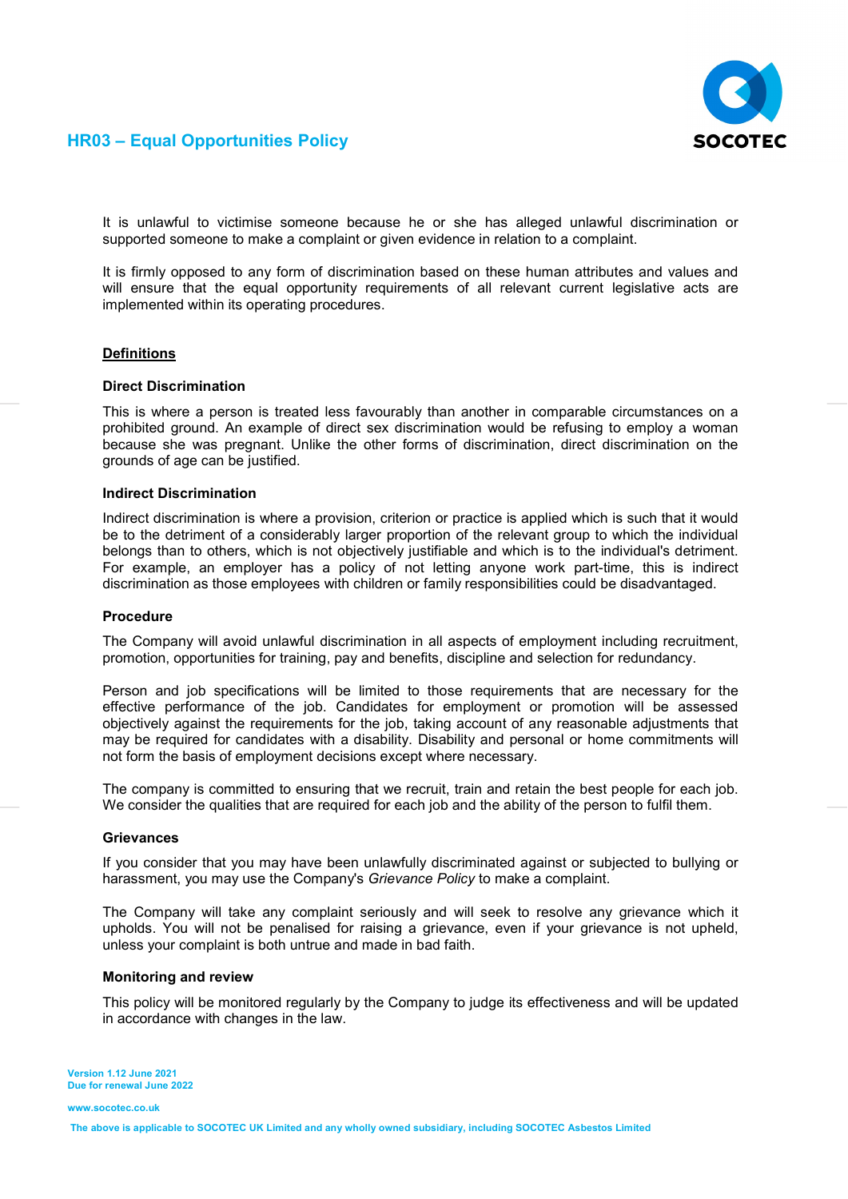It is unlawful to victimise someone because he or she has alleged unlawful discrimination or supported someone to make a complaint or given evidence in relation to a complaint.

It is firmly opposed to any form of discrimination based on these human attributes and values and will ensure that the equal opportunity requirements of all relevant current legislative acts are implemented within its operating procedures.

## Definitions

### Direct Discrimination

This is where a person is treated less favourably than another in comparable circumstances on a prohibited ground. An example of direct sex discrimination would be refusing to employ a woman because she was pregnant. Unlike the other forms of discrimination, direct discrimination on the grounds of age can be justified.

### Indirect Discrimination

Indirect discrimination is where a provision, criterion or practice is applied which is such that it would be to the detriment of a considerably larger proportion of the relevant group to which the individual belongs than to others, which is not objectively justifiable and which is to the individual's detriment. For example, an employer has a policy of not letting anyone work part-time, this is indirect discrimination as those employees with children or family responsibilities could be disadvantaged.

### Procedure

The Company will avoid unlawful discrimination in all aspects of employment including recruitment, promotion, opportunities for training, pay and benefits, discipline and selection for redundancy.

Person and job specifications will be limited to those requirements that are necessary for the effective performance of the job. Candidates for employment or promotion will be assessed objectively against the requirements for the job, taking account of any reasonable adjustments that may be required for candidates with a disability. Disability and personal or home commitments will not form the basis of employment decisions except where necessary.

The company is committed to ensuring that we recruit, train and retain the best people for each job. We consider the qualities that are required for each job and the ability of the person to fulfil them.

### Grievances

If you consider that you may have been unlawfully discriminated against or subjected to bullying or harassment, you may use the Company's *Grievance Policy* to make a complaint.

The Company will take any complaint seriously and will seek to resolve any grievance which it upholds. You will not be penalised for raising a grievance, even if your grievance is not upheld, unless your complaint is both untrue and made in bad faith.

### Monitoring and review

This policy will be monitored regularly by the Company to judge its effectiveness and will be updated in accordance with changes in the law.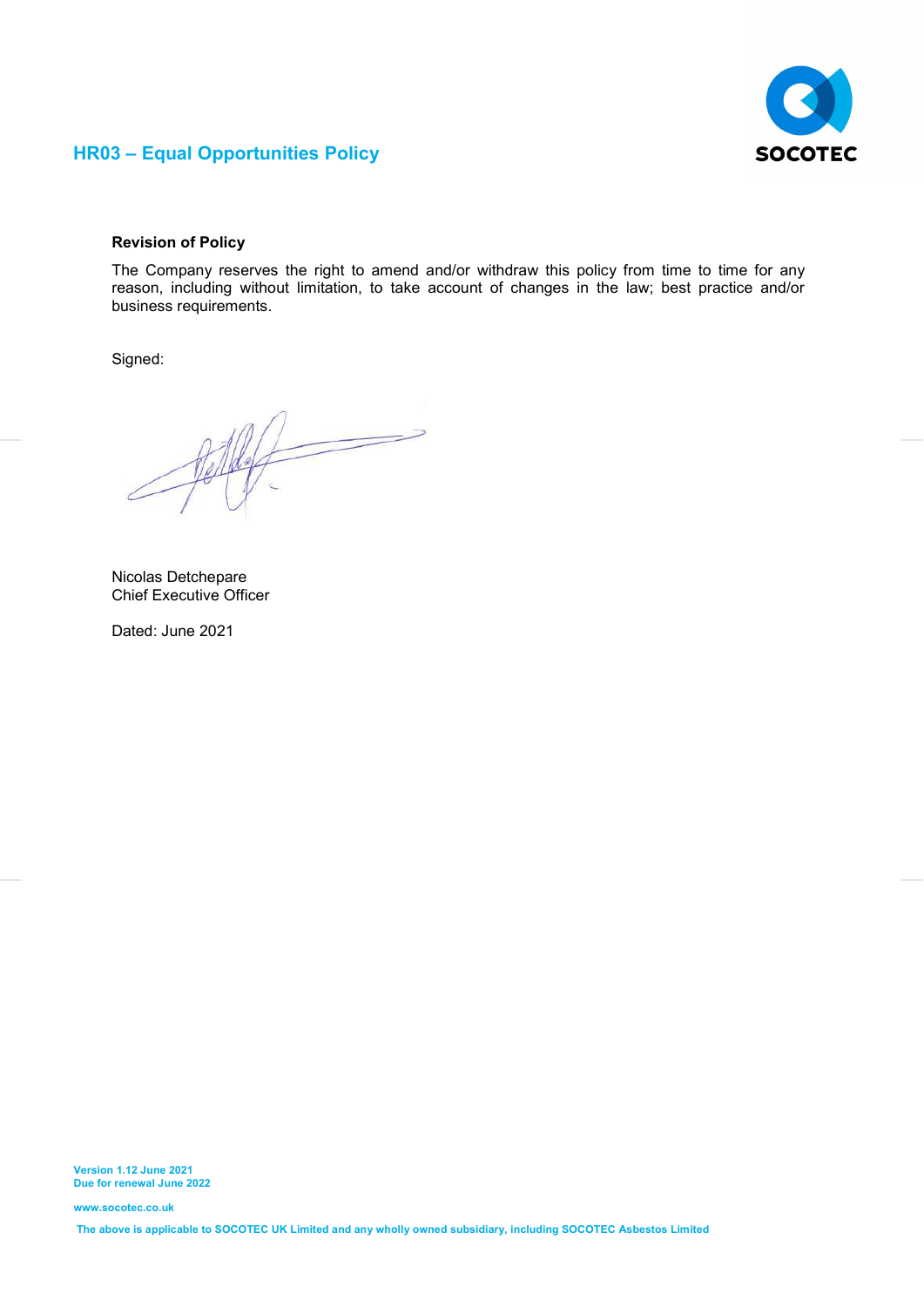**Revision of Policy**

The Company reserves the right to amend and/or withdraw this policy from time to time for any reason, including without limitation, to take account of changes in the law; best practice and/or business requirements.

Signed:

Nicolas Detchepare
Chief Executive Officer

Dated: June 2021

Version 1.12 June 2021
Due for renewal June 2022

www.socotec.co.uk

The above is applicable to SOCOTEC UK Limited and any wholly owned subsidiary, including SOCOTEC Asbestos Limited